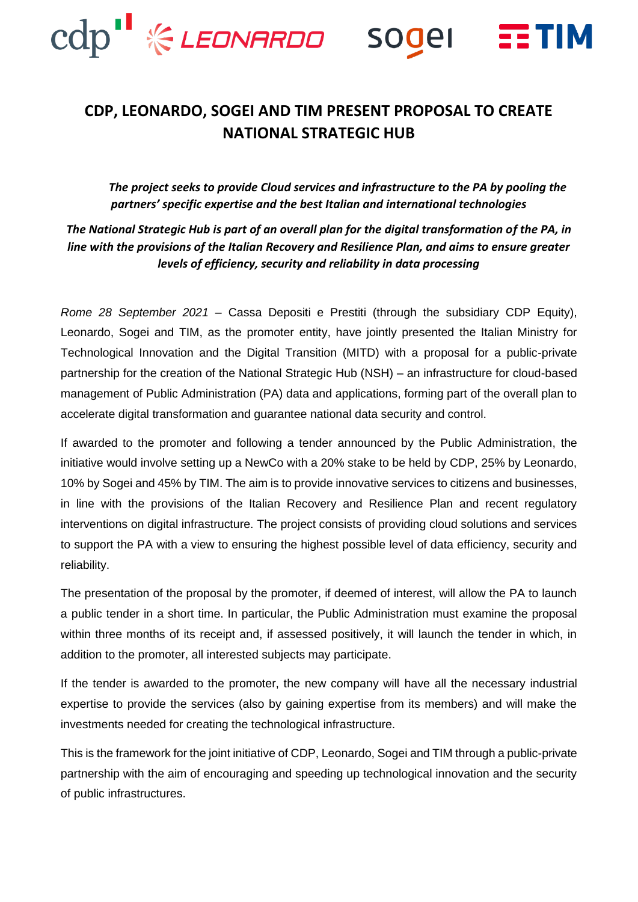# CDP, LEONARDO, SOGEI AND TIM PRESENT PROPOSAL TO CREATE NATIONAL STRATEGIC HUB

***The project seeks to provide Cloud services and infrastructure to the PA by pooling the partners' specific expertise and the best Italian and international technologies***

***The National Strategic Hub is part of an overall plan for the digital transformation of the PA, in line with the provisions of the Italian Recovery and Resilience Plan, and aims to ensure greater levels of efficiency, security and reliability in data processing***

*Rome 28 September 2021* – Cassa Depositi e Prestiti (through the subsidiary CDP Equity), Leonardo, Sogei and TIM, as the promoter entity, have jointly presented the Italian Ministry for Technological Innovation and the Digital Transition (MITD) with a proposal for a public-private partnership for the creation of the National Strategic Hub (NSH) – an infrastructure for cloud-based management of Public Administration (PA) data and applications, forming part of the overall plan to accelerate digital transformation and guarantee national data security and control.

If awarded to the promoter and following a tender announced by the Public Administration, the initiative would involve setting up a NewCo with a 20% stake to be held by CDP, 25% by Leonardo, 10% by Sogei and 45% by TIM. The aim is to provide innovative services to citizens and businesses, in line with the provisions of the Italian Recovery and Resilience Plan and recent regulatory interventions on digital infrastructure. The project consists of providing cloud solutions and services to support the PA with a view to ensuring the highest possible level of data efficiency, security and reliability.

The presentation of the proposal by the promoter, if deemed of interest, will allow the PA to launch a public tender in a short time. In particular, the Public Administration must examine the proposal within three months of its receipt and, if assessed positively, it will launch the tender in which, in addition to the promoter, all interested subjects may participate.

If the tender is awarded to the promoter, the new company will have all the necessary industrial expertise to provide the services (also by gaining expertise from its members) and will make the investments needed for creating the technological infrastructure.

This is the framework for the joint initiative of CDP, Leonardo, Sogei and TIM through a public-private partnership with the aim of encouraging and speeding up technological innovation and the security of public infrastructures.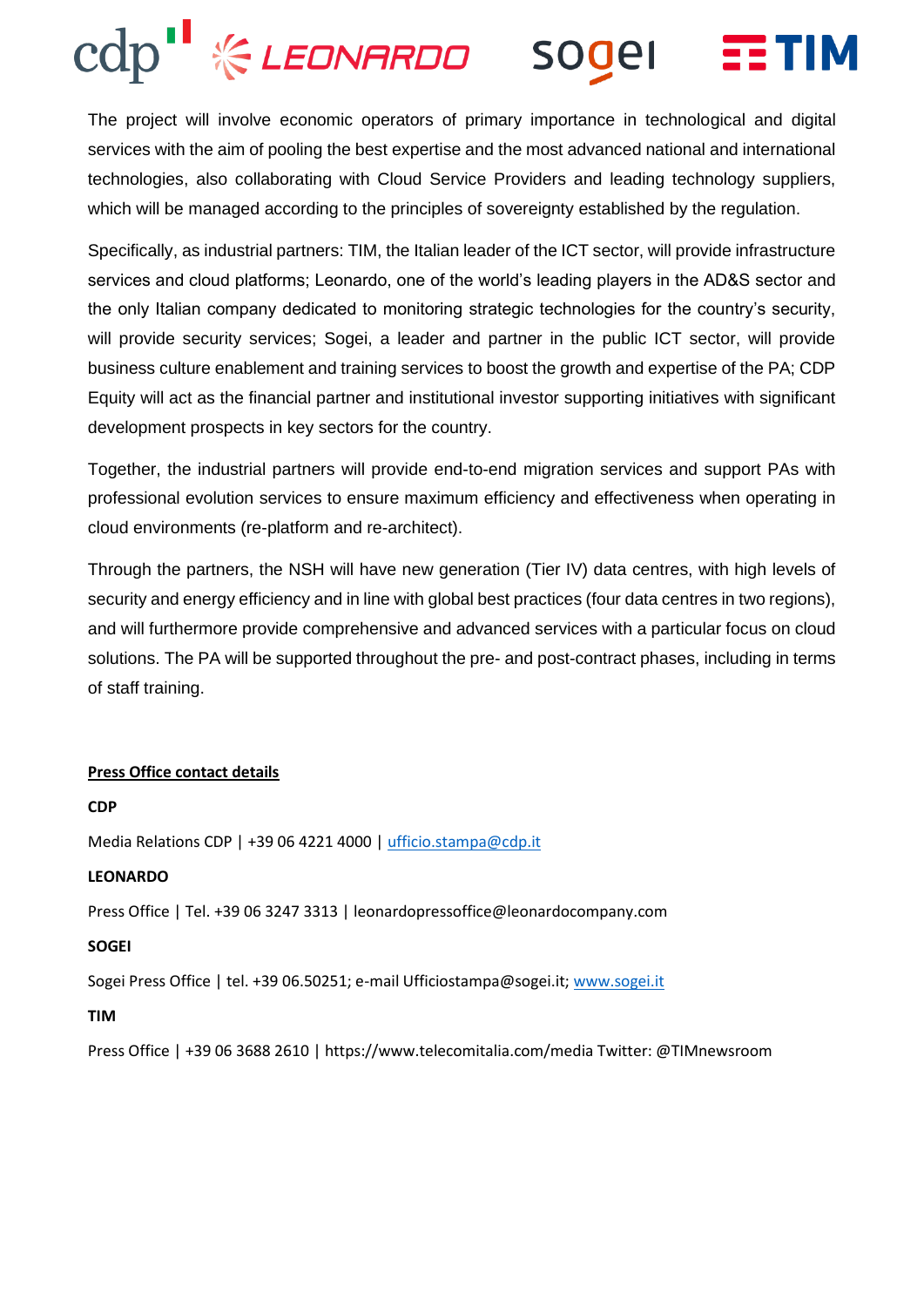The project will involve economic operators of primary importance in technological and digital services with the aim of pooling the best expertise and the most advanced national and international technologies, also collaborating with Cloud Service Providers and leading technology suppliers, which will be managed according to the principles of sovereignty established by the regulation.

Specifically, as industrial partners: TIM, the Italian leader of the ICT sector, will provide infrastructure services and cloud platforms; Leonardo, one of the world's leading players in the AD&S sector and the only Italian company dedicated to monitoring strategic technologies for the country's security, will provide security services; Sogei, a leader and partner in the public ICT sector, will provide business culture enablement and training services to boost the growth and expertise of the PA; CDP Equity will act as the financial partner and institutional investor supporting initiatives with significant development prospects in key sectors for the country.

Together, the industrial partners will provide end-to-end migration services and support PAs with professional evolution services to ensure maximum efficiency and effectiveness when operating in cloud environments (re-platform and re-architect).

Through the partners, the NSH will have new generation (Tier IV) data centres, with high levels of security and energy efficiency and in line with global best practices (four data centres in two regions), and will furthermore provide comprehensive and advanced services with a particular focus on cloud solutions. The PA will be supported throughout the pre- and post-contract phases, including in terms of staff training.

**Press Office contact details**

**CDP**

Media Relations CDP | +39 06 4221 4000 | ufficio.stampa@cdp.it

**LEONARDO**

Press Office | Tel. +39 06 3247 3313 | leonardopressoffice@leonardocompany.com

**SOGEI**

Sogei Press Office | tel. +39 06.50251; e-mail Ufficiostampa@sogei.it; www.sogei.it

**TIM**

Press Office | +39 06 3688 2610 | https://www.telecomitalia.com/media Twitter: @TIMnewsroom